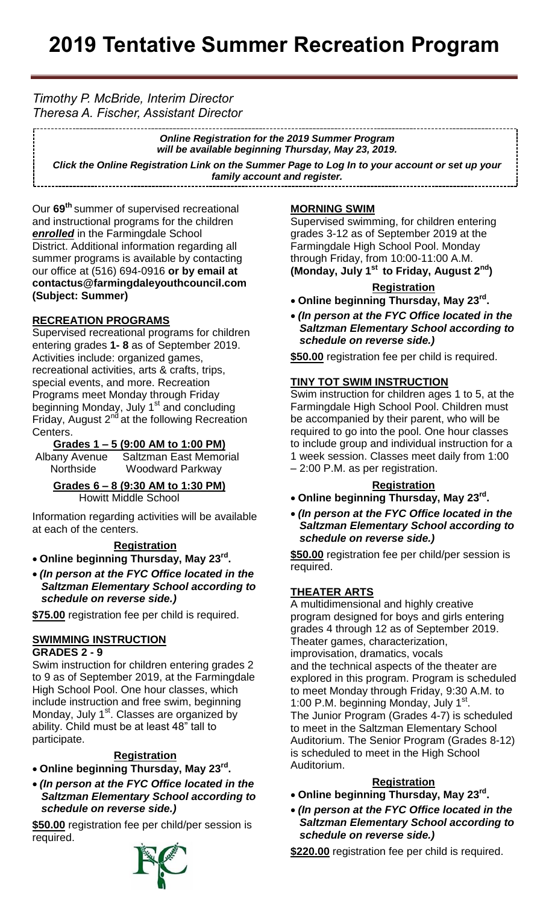# 2019 Tentative Summer Recreation Program

*Timothy P. McBride, Interim Director*
*Theresa A. Fischer, Assistant Director*

***Online Registration for the 2019 Summer Program will be available beginning Thursday, May 23, 2019.***

***Click the Online Registration Link on the Summer Page to Log In to your account or set up your family account and register.***

Our **69th** summer of supervised recreational and instructional programs for the children ***enrolled*** in the Farmingdale School District. Additional information regarding all summer programs is available by contacting our office at (516) 694-0916 **or by email at contactus@farmingdaleyouthcouncil.com (Subject: Summer)**

## RECREATION PROGRAMS

Supervised recreational programs for children entering grades **1- 8** as of September 2019. Activities include: organized games, recreational activities, arts & crafts, trips, special events, and more. Recreation Programs meet Monday through Friday beginning Monday, July 1st and concluding Friday, August 2nd at the following Recreation Centers.

**Grades 1 – 5 (9:00 AM to 1:00 PM)**

Albany Avenue | Saltzman East Memorial
Northside | Woodward Parkway

**Grades 6 – 8 (9:30 AM to 1:30 PM)**

Howitt Middle School

Information regarding activities will be available at each of the centers.

**Registration**

- **Online beginning Thursday, May 23rd.**
- ***(In person at the FYC Office located in the Saltzman Elementary School according to schedule on reverse side.)***

**$75.00** registration fee per child is required.

## SWIMMING INSTRUCTION

**GRADES 2 - 9**

Swim instruction for children entering grades 2 to 9 as of September 2019, at the Farmingdale High School Pool. One hour classes, which include instruction and free swim, beginning Monday, July 1st. Classes are organized by ability. Child must be at least 48" tall to participate.

**Registration**

- **Online beginning Thursday, May 23rd.**
- ***(In person at the FYC Office located in the Saltzman Elementary School according to schedule on reverse side.)***

**$50.00** registration fee per child/per session is required.

## MORNING SWIM

Supervised swimming, for children entering grades 3-12 as of September 2019 at the Farmingdale High School Pool. Monday through Friday, from 10:00-11:00 A.M. **(Monday, July 1st to Friday, August 2nd)**

**Registration**

- **Online beginning Thursday, May 23rd.**
- ***(In person at the FYC Office located in the Saltzman Elementary School according to schedule on reverse side.)***

**$50.00** registration fee per child is required.

## TINY TOT SWIM INSTRUCTION

Swim instruction for children ages 1 to 5, at the Farmingdale High School Pool. Children must be accompanied by their parent, who will be required to go into the pool. One hour classes to include group and individual instruction for a 1 week session. Classes meet daily from 1:00 – 2:00 P.M. as per registration.

**Registration**

- **Online beginning Thursday, May 23rd.**
- ***(In person at the FYC Office located in the Saltzman Elementary School according to schedule on reverse side.)***

**$50.00** registration fee per child/per session is required.

## THEATER ARTS

A multidimensional and highly creative program designed for boys and girls entering grades 4 through 12 as of September 2019. Theater games, characterization, improvisation, dramatics, vocals and the technical aspects of the theater are explored in this program. Program is scheduled to meet Monday through Friday, 9:30 A.M. to 1:00 P.M. beginning Monday, July 1st. The Junior Program (Grades 4-7) is scheduled to meet in the Saltzman Elementary School Auditorium. The Senior Program (Grades 8-12) is scheduled to meet in the High School Auditorium.

**Registration**

- **Online beginning Thursday, May 23rd.**
- ***(In person at the FYC Office located in the Saltzman Elementary School according to schedule on reverse side.)***

**$220.00** registration fee per child is required.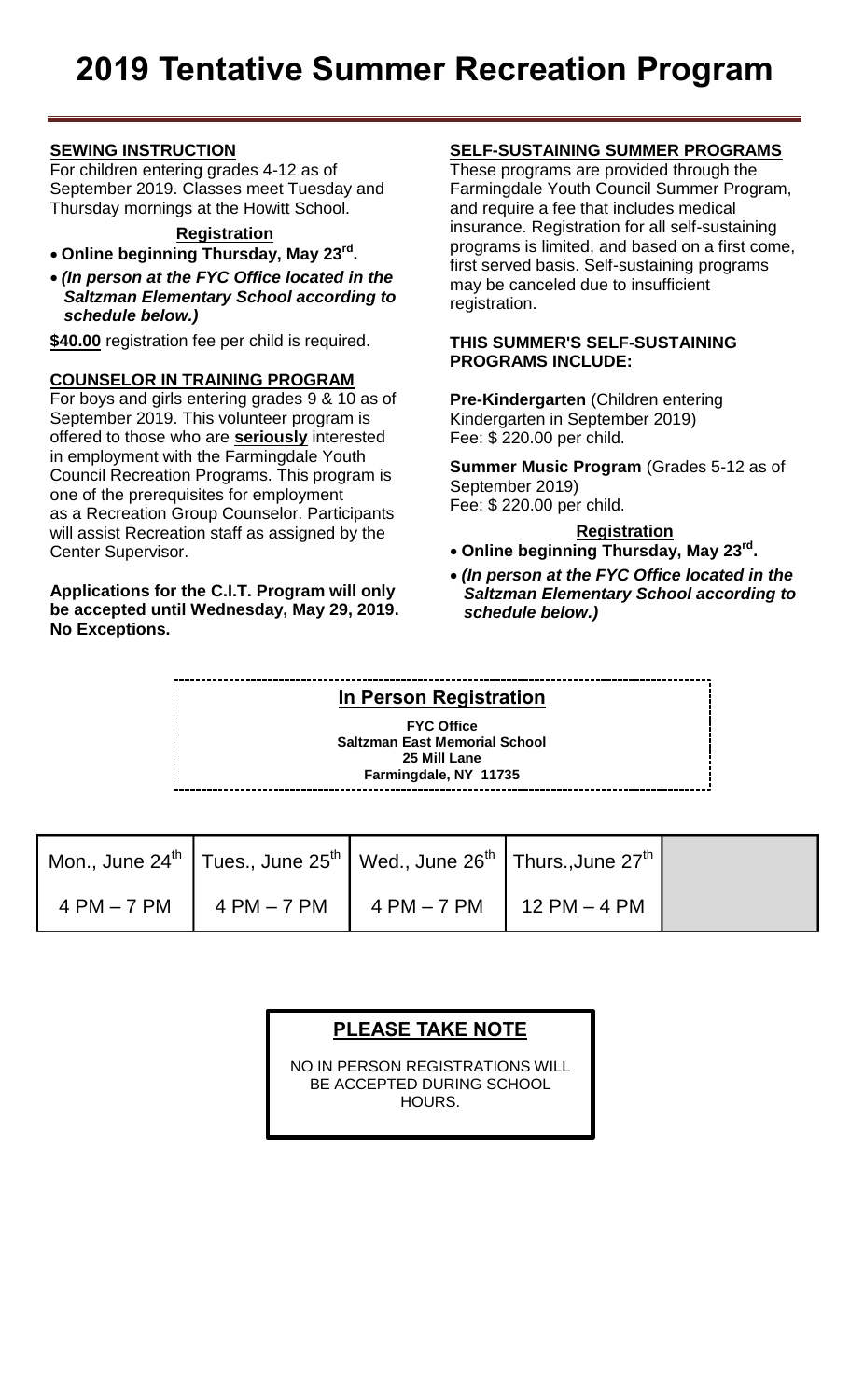# 2019 Tentative Summer Recreation Program

## SEWING INSTRUCTION

For children entering grades 4-12 as of September 2019. Classes meet Tuesday and Thursday mornings at the Howitt School.

**Registration**

- **Online beginning Thursday, May 23rd.**
- ***(In person at the FYC Office located in the Saltzman Elementary School according to schedule below.)***

**$40.00** registration fee per child is required.

## COUNSELOR IN TRAINING PROGRAM

For boys and girls entering grades 9 & 10 as of September 2019. This volunteer program is offered to those who are **seriously** interested in employment with the Farmingdale Youth Council Recreation Programs. This program is one of the prerequisites for employment as a Recreation Group Counselor. Participants will assist Recreation staff as assigned by the Center Supervisor.

**Applications for the C.I.T. Program will only be accepted until Wednesday, May 29, 2019. No Exceptions.**

## SELF-SUSTAINING SUMMER PROGRAMS

These programs are provided through the Farmingdale Youth Council Summer Program, and require a fee that includes medical insurance. Registration for all self-sustaining programs is limited, and based on a first come, first served basis. Self-sustaining programs may be canceled due to insufficient registration.

**THIS SUMMER'S SELF-SUSTAINING PROGRAMS INCLUDE:**

**Pre-Kindergarten** (Children entering Kindergarten in September 2019)
Fee: $ 220.00 per child.

**Summer Music Program** (Grades 5-12 as of September 2019)
Fee: $ 220.00 per child.

**Registration**

- **Online beginning Thursday, May 23rd.**
- ***(In person at the FYC Office located in the Saltzman Elementary School according to schedule below.)***

## In Person Registration

**FYC Office**
**Saltzman East Memorial School**
**25 Mill Lane**
**Farmingdale, NY 11735**

| | | | | |
|---|---|---|---|---|
| Mon., June 24th | Tues., June 25th | Wed., June 26th | Thurs.,June 27th | |
| 4 PM – 7 PM | 4 PM – 7 PM | 4 PM – 7 PM | 12 PM – 4 PM | |

## PLEASE TAKE NOTE

NO IN PERSON REGISTRATIONS WILL BE ACCEPTED DURING SCHOOL HOURS.